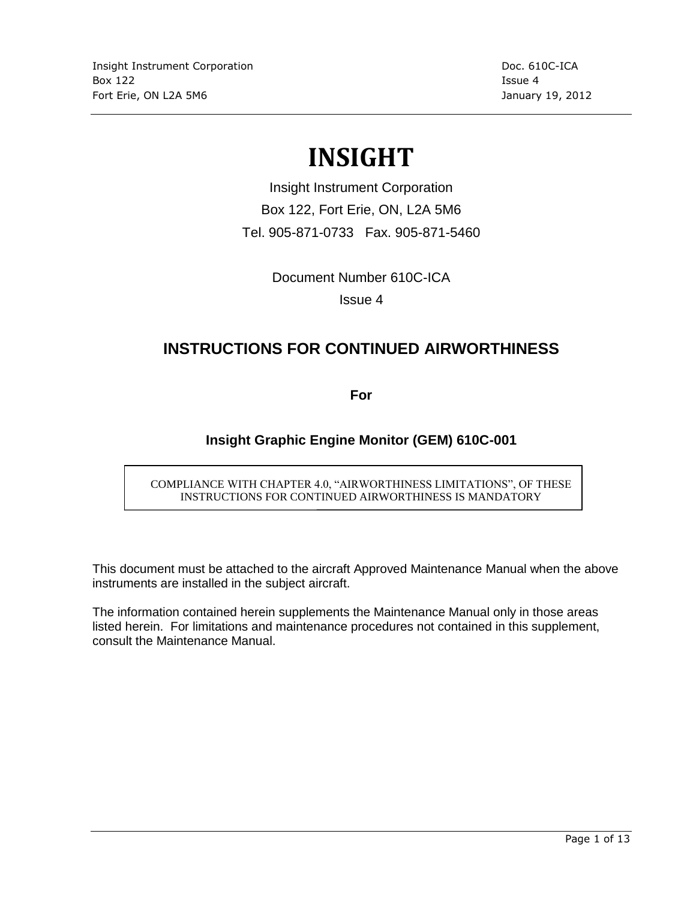# INSIGHT

Insight Instrument Corporation

Box 122, Fort Erie, ON, L2A 5M6

Tel. 905-871-0733   Fax. 905-871-5460

Document Number 610C-ICA

Issue 4

## INSTRUCTIONS FOR CONTINUED AIRWORTHINESS

**For**

### Insight Graphic Engine Monitor (GEM) 610C-001

> COMPLIANCE WITH CHAPTER 4.0, "AIRWORTHINESS LIMITATIONS", OF THESE INSTRUCTIONS FOR CONTINUED AIRWORTHINESS IS MANDATORY

This document must be attached to the aircraft Approved Maintenance Manual when the above instruments are installed in the subject aircraft.

The information contained herein supplements the Maintenance Manual only in those areas listed herein.  For limitations and maintenance procedures not contained in this supplement, consult the Maintenance Manual.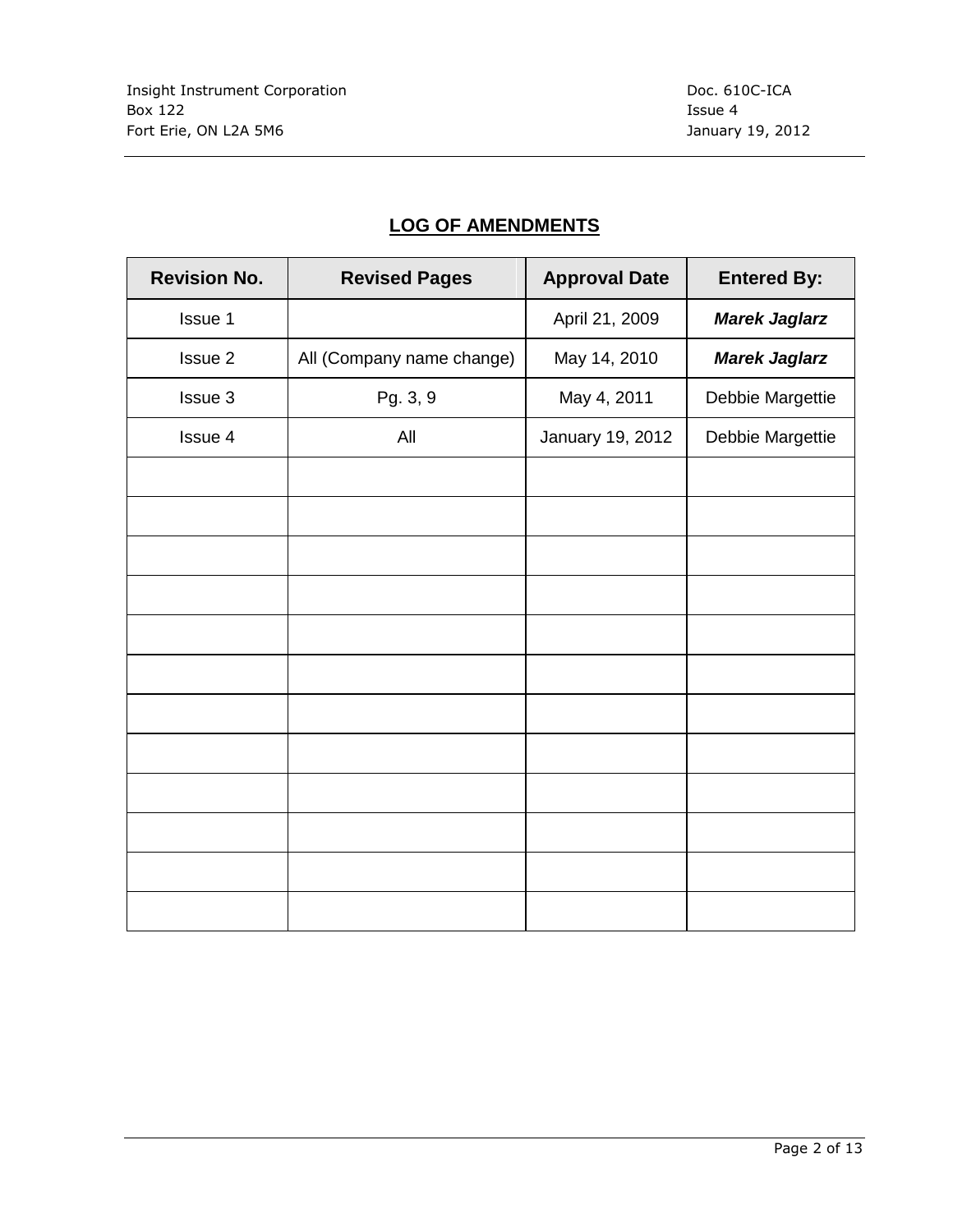## LOG OF AMENDMENTS

| Revision No. | Revised Pages | Approval Date | Entered By: |
|---|---|---|---|
| Issue 1 | | April 21, 2009 | ***Marek Jaglarz*** |
| Issue 2 | All (Company name change) | May 14, 2010 | ***Marek Jaglarz*** |
| Issue 3 | Pg. 3, 9 | May 4, 2011 | Debbie Margettie |
| Issue 4 | All | January 19, 2012 | Debbie Margettie |
| | | | |
| | | | |
| | | | |
| | | | |
| | | | |
| | | | |
| | | | |
| | | | |
| | | | |
| | | | |
| | | | |
| | | | |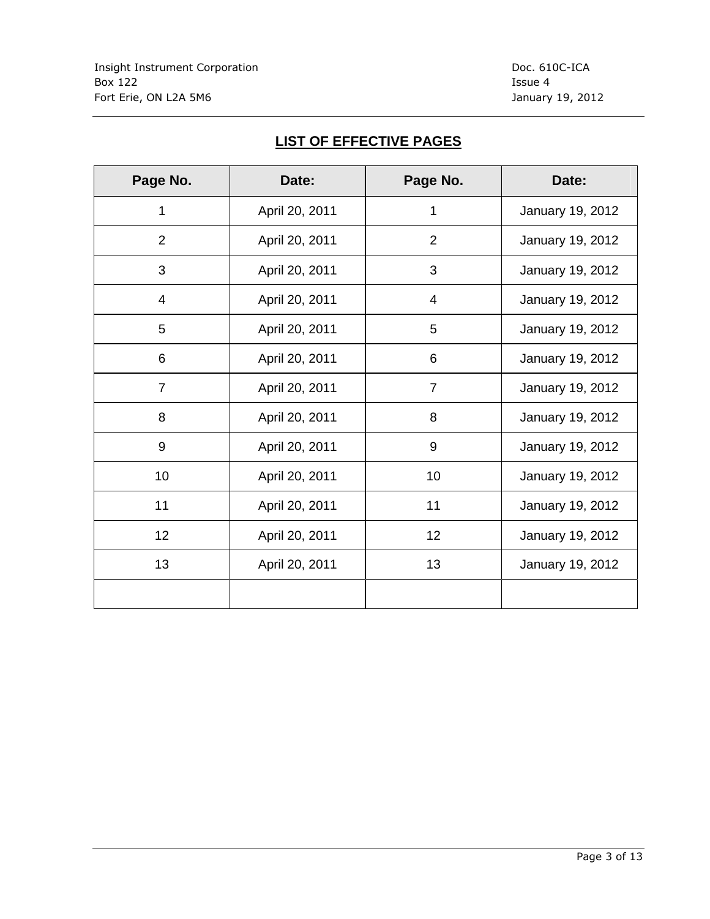Insight Instrument Corporation
Box 122
Fort Erie, ON L2A 5M6

Doc. 610C-ICA
Issue 4
January 19, 2012

## LIST OF EFFECTIVE PAGES

| Page No. | Date: | Page No. | Date: |
|---|---|---|---|
| 1 | April 20, 2011 | 1 | January 19, 2012 |
| 2 | April 20, 2011 | 2 | January 19, 2012 |
| 3 | April 20, 2011 | 3 | January 19, 2012 |
| 4 | April 20, 2011 | 4 | January 19, 2012 |
| 5 | April 20, 2011 | 5 | January 19, 2012 |
| 6 | April 20, 2011 | 6 | January 19, 2012 |
| 7 | April 20, 2011 | 7 | January 19, 2012 |
| 8 | April 20, 2011 | 8 | January 19, 2012 |
| 9 | April 20, 2011 | 9 | January 19, 2012 |
| 10 | April 20, 2011 | 10 | January 19, 2012 |
| 11 | April 20, 2011 | 11 | January 19, 2012 |
| 12 | April 20, 2011 | 12 | January 19, 2012 |
| 13 | April 20, 2011 | 13 | January 19, 2012 |
| | | | |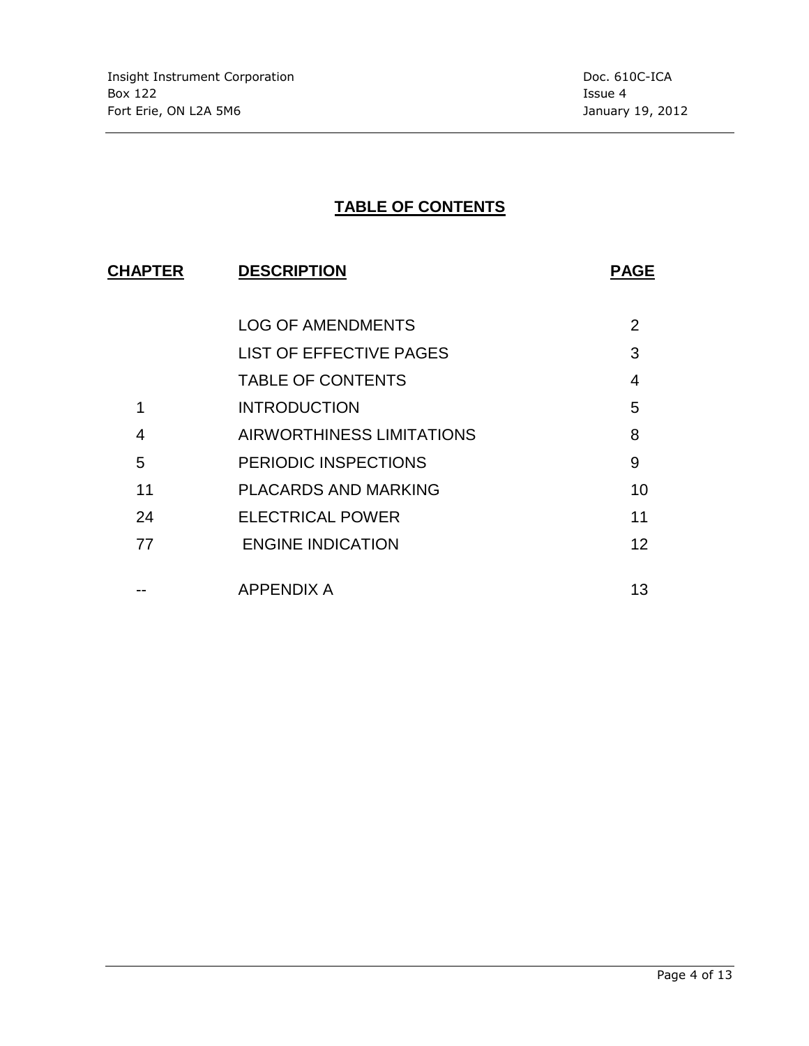# TABLE OF CONTENTS

| CHAPTER | DESCRIPTION | PAGE |
|---|---|---|
| | LOG OF AMENDMENTS | 2 |
| | LIST OF EFFECTIVE PAGES | 3 |
| | TABLE OF CONTENTS | 4 |
| 1 | INTRODUCTION | 5 |
| 4 | AIRWORTHINESS LIMITATIONS | 8 |
| 5 | PERIODIC INSPECTIONS | 9 |
| 11 | PLACARDS AND MARKING | 10 |
| 24 | ELECTRICAL POWER | 11 |
| 77 | ENGINE INDICATION | 12 |
| -- | APPENDIX A | 13 |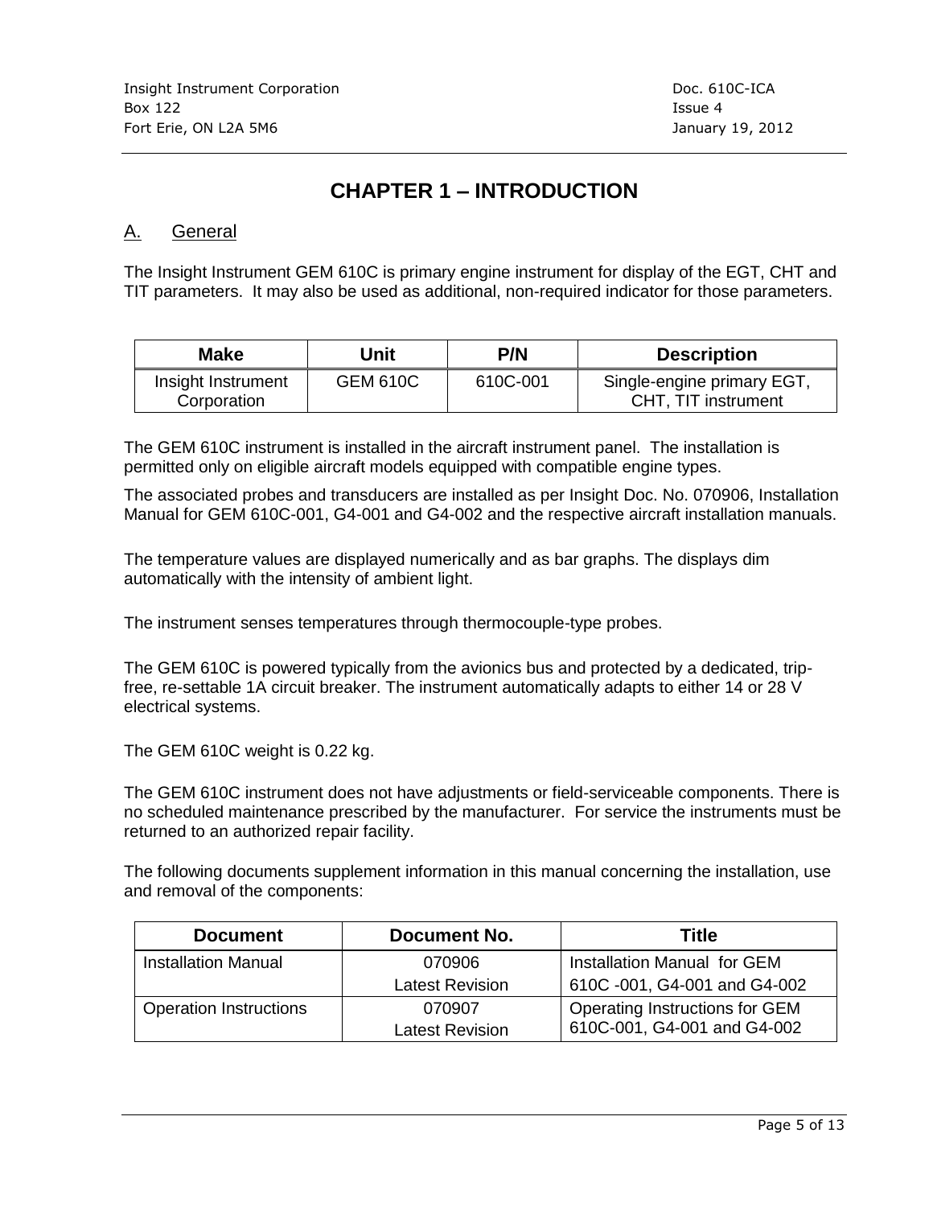# CHAPTER 1 – INTRODUCTION

## A. General

The Insight Instrument GEM 610C is primary engine instrument for display of the EGT, CHT and TIT parameters. It may also be used as additional, non-required indicator for those parameters.

| Make | Unit | P/N | Description |
|---|---|---|---|
| Insight Instrument Corporation | GEM 610C | 610C-001 | Single-engine primary EGT, CHT, TIT instrument |

The GEM 610C instrument is installed in the aircraft instrument panel. The installation is permitted only on eligible aircraft models equipped with compatible engine types.

The associated probes and transducers are installed as per Insight Doc. No. 070906, Installation Manual for GEM 610C-001, G4-001 and G4-002 and the respective aircraft installation manuals.

The temperature values are displayed numerically and as bar graphs. The displays dim automatically with the intensity of ambient light.

The instrument senses temperatures through thermocouple-type probes.

The GEM 610C is powered typically from the avionics bus and protected by a dedicated, trip-free, re-settable 1A circuit breaker. The instrument automatically adapts to either 14 or 28 V electrical systems.

The GEM 610C weight is 0.22 kg.

The GEM 610C instrument does not have adjustments or field-serviceable components. There is no scheduled maintenance prescribed by the manufacturer. For service the instruments must be returned to an authorized repair facility.

The following documents supplement information in this manual concerning the installation, use and removal of the components:

| Document | Document No. | Title |
|---|---|---|
| Installation Manual | 070906<br>Latest Revision | Installation Manual for GEM 610C -001, G4-001 and G4-002 |
| Operation Instructions | 070907<br>Latest Revision | Operating Instructions for GEM 610C-001, G4-001 and G4-002 |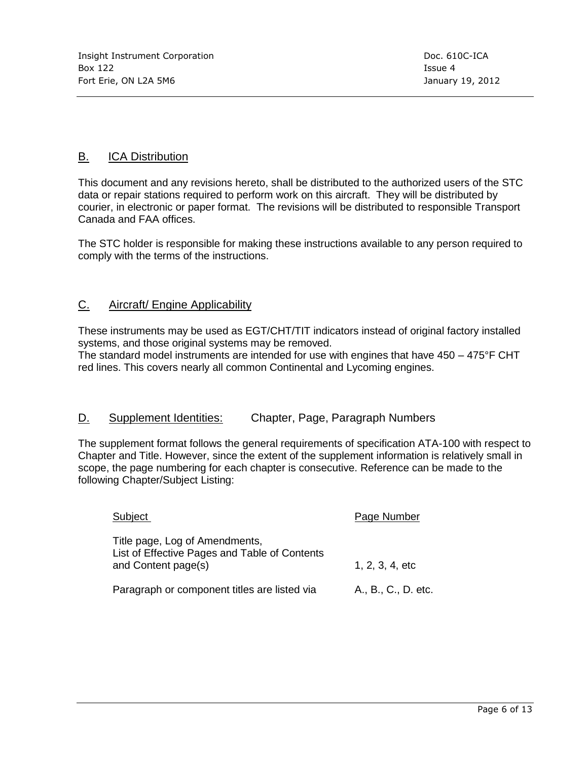## B. ICA Distribution

This document and any revisions hereto, shall be distributed to the authorized users of the STC data or repair stations required to perform work on this aircraft. They will be distributed by courier, in electronic or paper format. The revisions will be distributed to responsible Transport Canada and FAA offices.

The STC holder is responsible for making these instructions available to any person required to comply with the terms of the instructions.

## C. Aircraft/ Engine Applicability

These instruments may be used as EGT/CHT/TIT indicators instead of original factory installed systems, and those original systems may be removed.
The standard model instruments are intended for use with engines that have 450 – 475°F CHT red lines. This covers nearly all common Continental and Lycoming engines.

## D. Supplement Identities: Chapter, Page, Paragraph Numbers

The supplement format follows the general requirements of specification ATA-100 with respect to Chapter and Title. However, since the extent of the supplement information is relatively small in scope, the page numbering for each chapter is consecutive. Reference can be made to the following Chapter/Subject Listing:

| Subject | Page Number |
|---|---|
| Title page, Log of Amendments, List of Effective Pages and Table of Contents and Content page(s) | 1, 2, 3, 4, etc |
| Paragraph or component titles are listed via | A., B., C., D. etc. |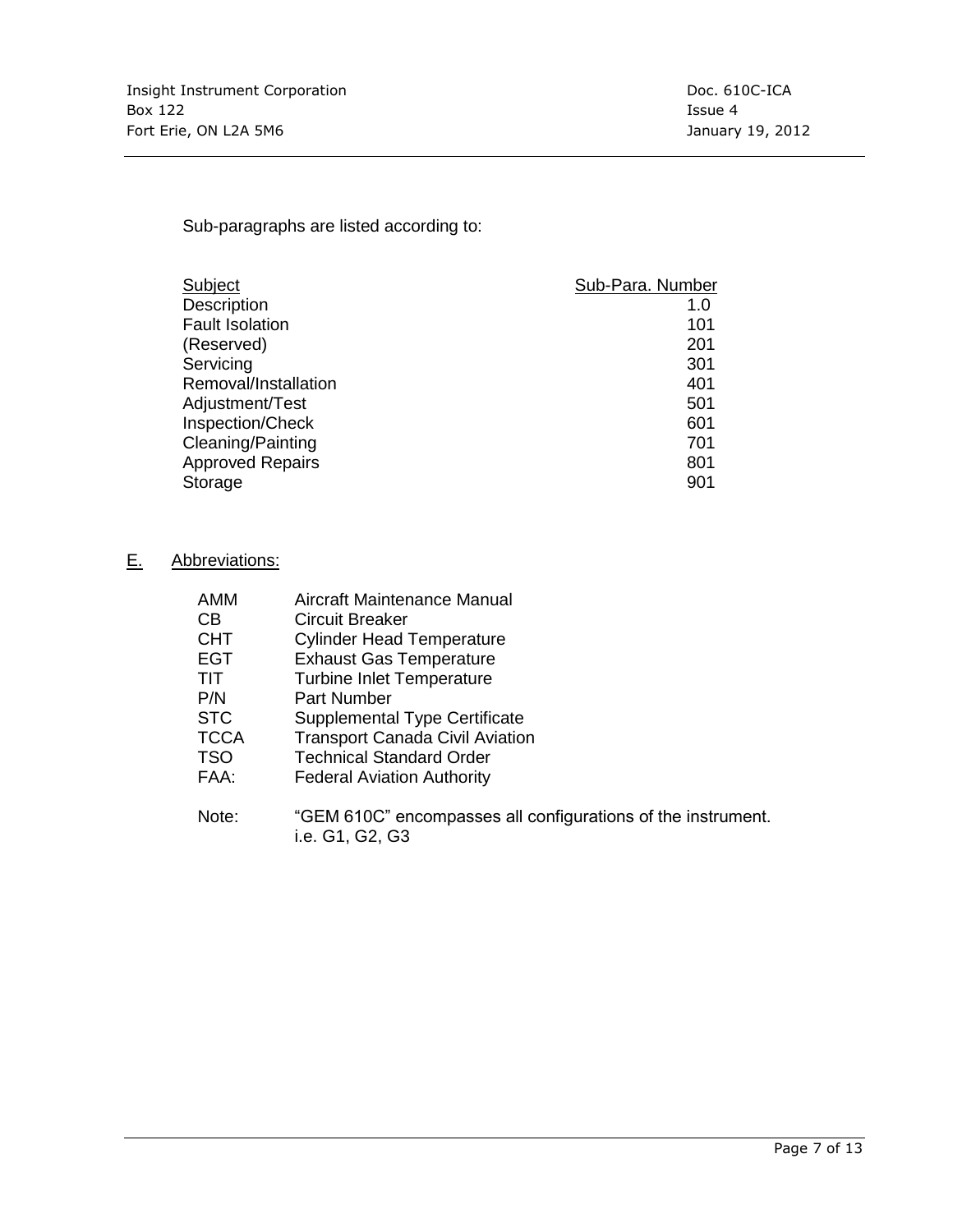Sub-paragraphs are listed according to:

| Subject | Sub-Para. Number |
|---|---|
| Description | 1.0 |
| Fault Isolation | 101 |
| (Reserved) | 201 |
| Servicing | 301 |
| Removal/Installation | 401 |
| Adjustment/Test | 501 |
| Inspection/Check | 601 |
| Cleaning/Painting | 701 |
| Approved Repairs | 801 |
| Storage | 901 |

## E. Abbreviations:

| | |
|---|---|
| AMM | Aircraft Maintenance Manual |
| CB | Circuit Breaker |
| CHT | Cylinder Head Temperature |
| EGT | Exhaust Gas Temperature |
| TIT | Turbine Inlet Temperature |
| P/N | Part Number |
| STC | Supplemental Type Certificate |
| TCCA | Transport Canada Civil Aviation |
| TSO | Technical Standard Order |
| FAA: | Federal Aviation Authority |

Note: "GEM 610C" encompasses all configurations of the instrument. i.e. G1, G2, G3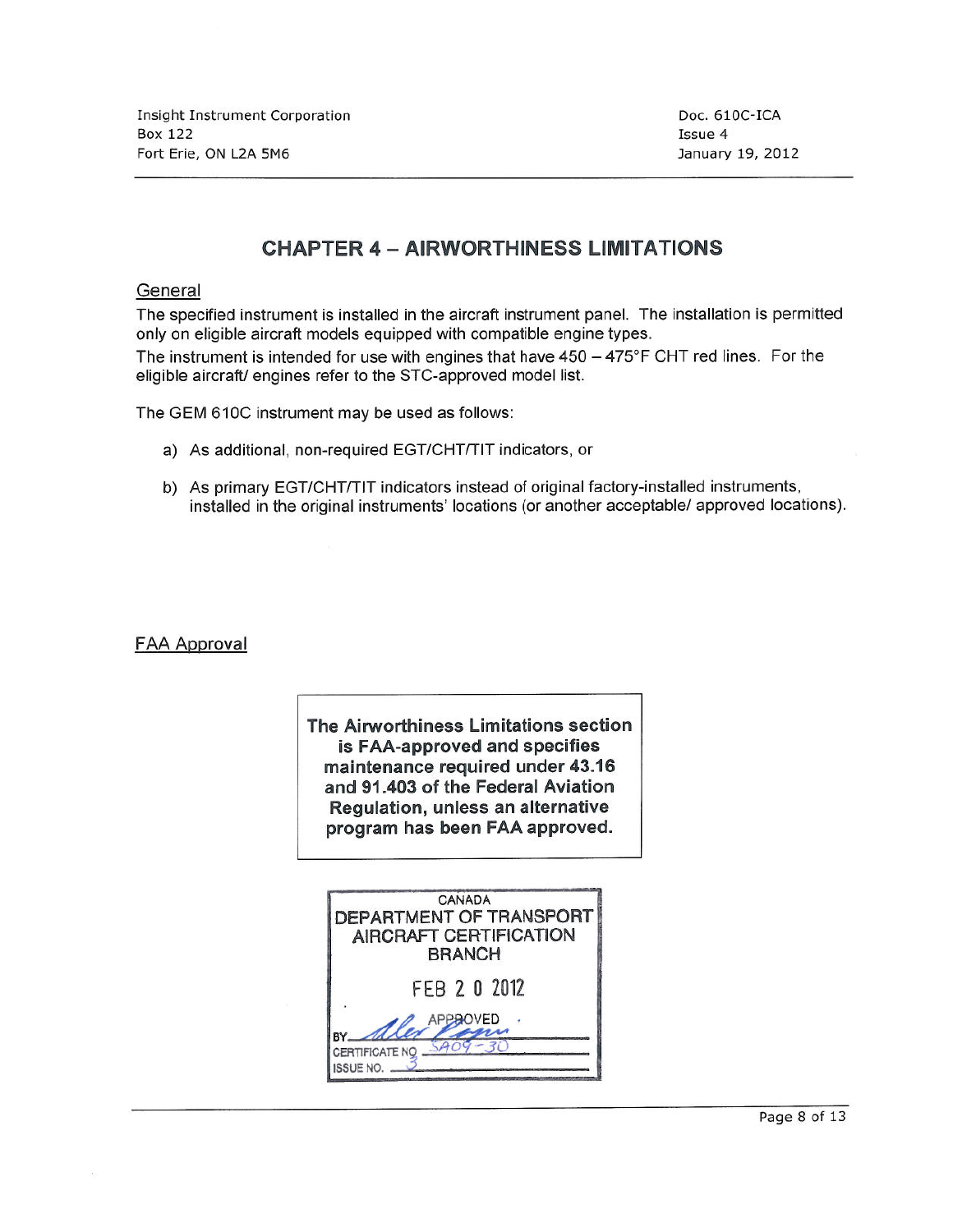# CHAPTER 4 – AIRWORTHINESS LIMITATIONS

## General

The specified instrument is installed in the aircraft instrument panel. The installation is permitted only on eligible aircraft models equipped with compatible engine types.

The instrument is intended for use with engines that have 450 – 475°F CHT red lines. For the eligible aircraft/ engines refer to the STC-approved model list.

The GEM 610C instrument may be used as follows:

a) As additional, non-required EGT/CHT/TIT indicators, or

b) As primary EGT/CHT/TIT indicators instead of original factory-installed instruments, installed in the original instruments' locations (or another acceptable/ approved locations).

## FAA Approval

**The Airworthiness Limitations section is FAA-approved and specifies maintenance required under 43.16 and 91.403 of the Federal Aviation Regulation, unless an alternative program has been FAA approved.**

CANADA
DEPARTMENT OF TRANSPORT
AIRCRAFT CERTIFICATION BRANCH

FEB 20 2012

APPROVED

BY ______

CERTIFICATE NO SA09-30

ISSUE NO. 3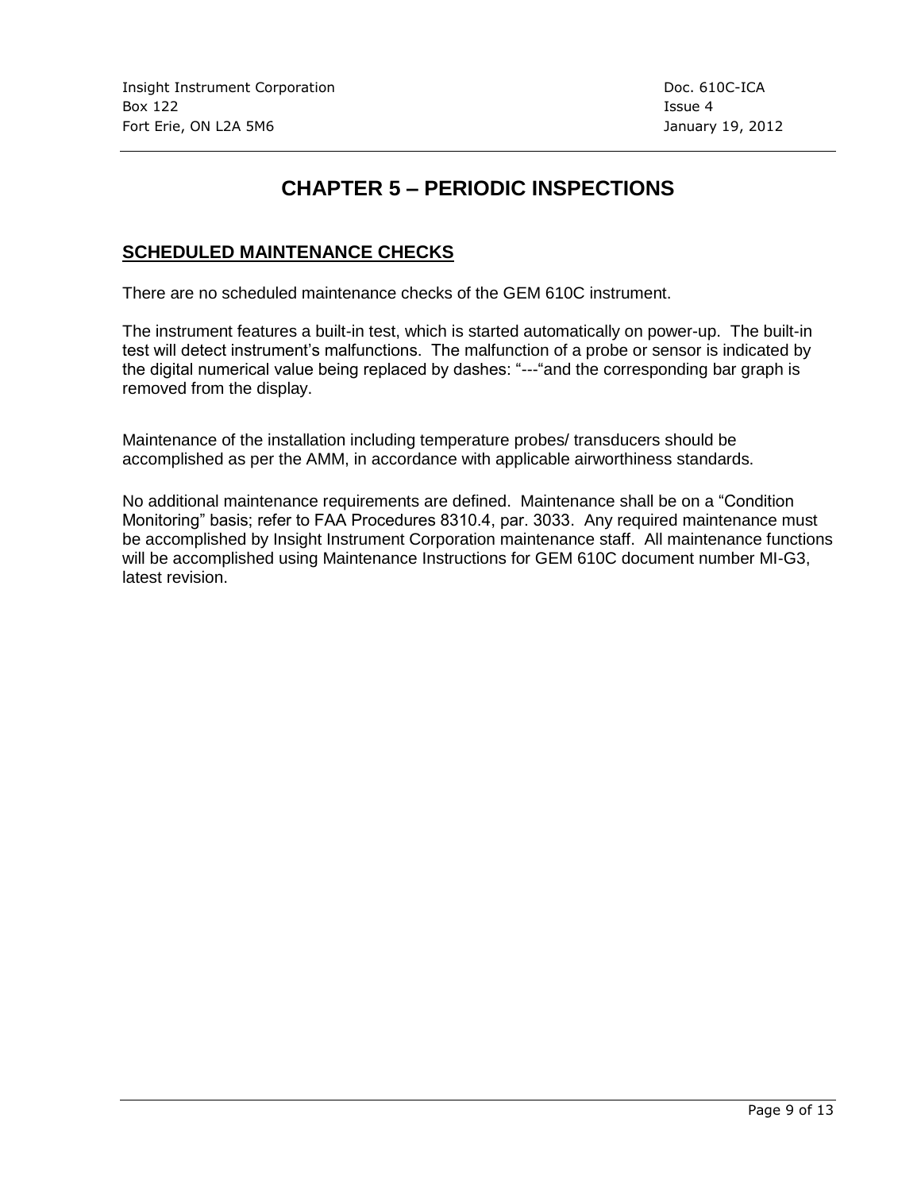# CHAPTER 5 – PERIODIC INSPECTIONS

## SCHEDULED MAINTENANCE CHECKS

There are no scheduled maintenance checks of the GEM 610C instrument.

The instrument features a built-in test, which is started automatically on power-up. The built-in test will detect instrument's malfunctions. The malfunction of a probe or sensor is indicated by the digital numerical value being replaced by dashes: "---"and the corresponding bar graph is removed from the display.

Maintenance of the installation including temperature probes/ transducers should be accomplished as per the AMM, in accordance with applicable airworthiness standards.

No additional maintenance requirements are defined. Maintenance shall be on a "Condition Monitoring" basis; refer to FAA Procedures 8310.4, par. 3033. Any required maintenance must be accomplished by Insight Instrument Corporation maintenance staff. All maintenance functions will be accomplished using Maintenance Instructions for GEM 610C document number MI-G3, latest revision.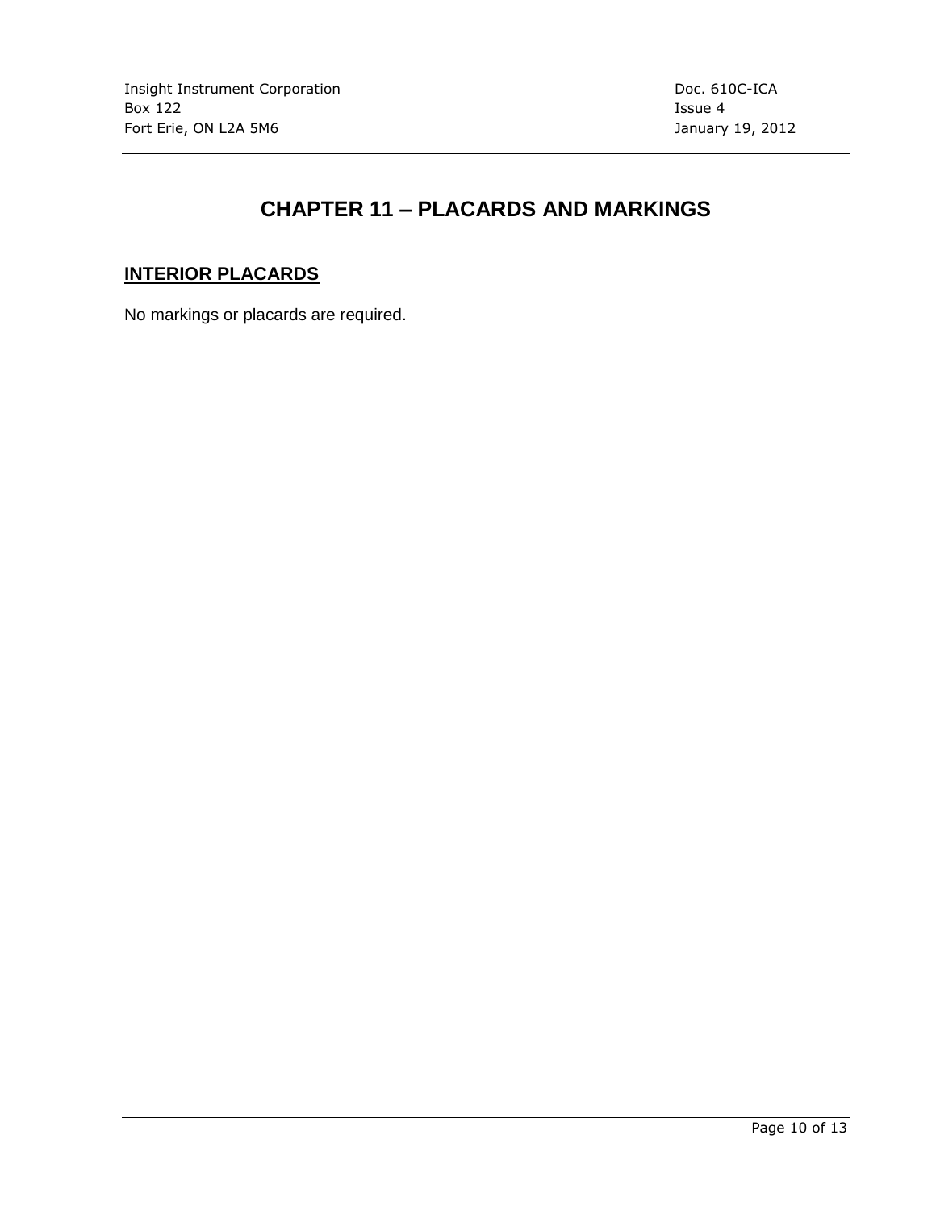# CHAPTER 11 – PLACARDS AND MARKINGS

## INTERIOR PLACARDS

No markings or placards are required.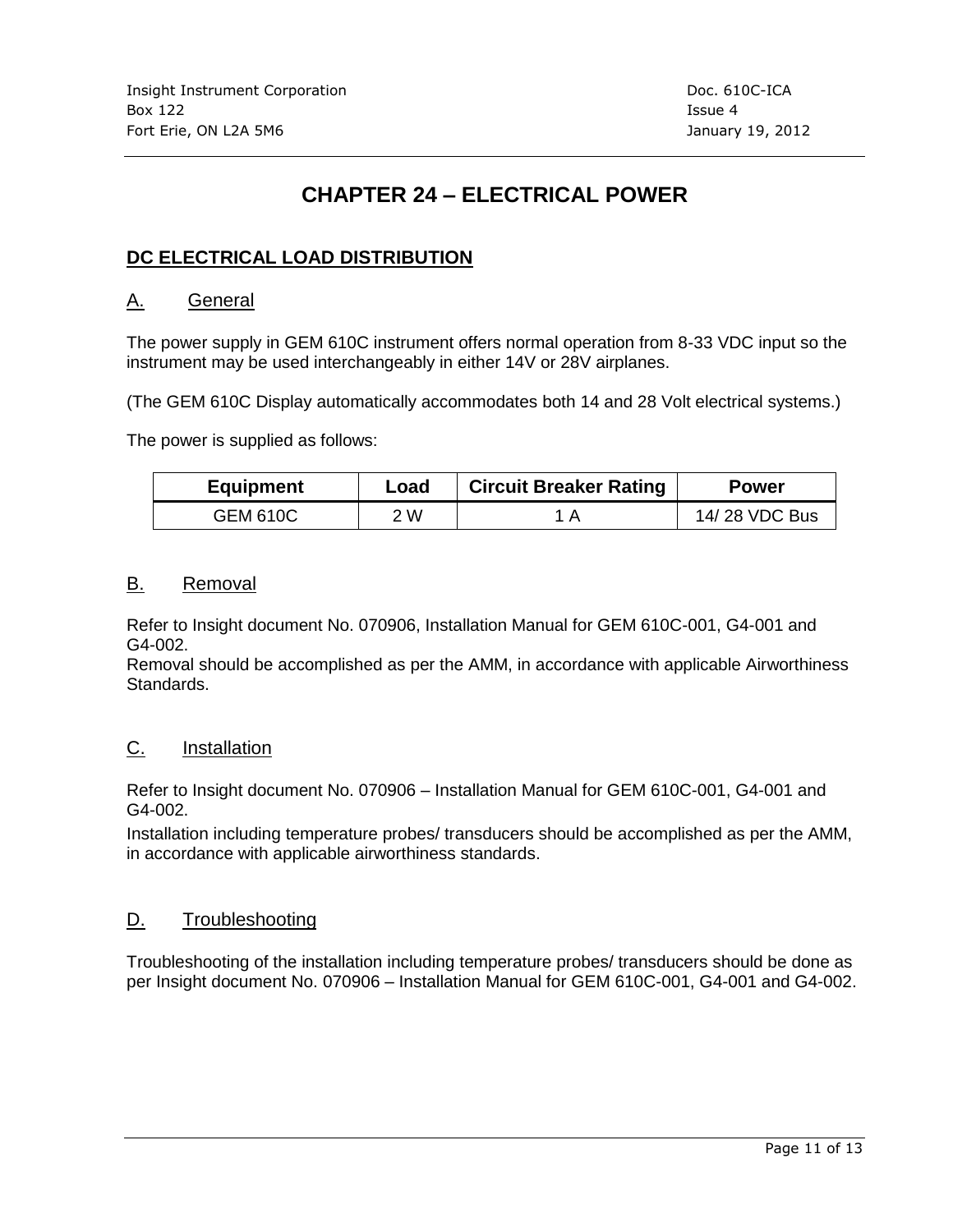# CHAPTER 24 – ELECTRICAL POWER

## DC ELECTRICAL LOAD DISTRIBUTION

### A. General

The power supply in GEM 610C instrument offers normal operation from 8-33 VDC input so the instrument may be used interchangeably in either 14V or 28V airplanes.

(The GEM 610C Display automatically accommodates both 14 and 28 Volt electrical systems.)

The power is supplied as follows:

| Equipment | Load | Circuit Breaker Rating | Power |
|---|---|---|---|
| GEM 610C | 2 W | 1 A | 14/ 28 VDC Bus |

### B. Removal

Refer to Insight document No. 070906, Installation Manual for GEM 610C-001, G4-001 and G4-002.
Removal should be accomplished as per the AMM, in accordance with applicable Airworthiness Standards.

### C. Installation

Refer to Insight document No. 070906 – Installation Manual for GEM 610C-001, G4-001 and G4-002.

Installation including temperature probes/ transducers should be accomplished as per the AMM, in accordance with applicable airworthiness standards.

### D. Troubleshooting

Troubleshooting of the installation including temperature probes/ transducers should be done as per Insight document No. 070906 – Installation Manual for GEM 610C-001, G4-001 and G4-002.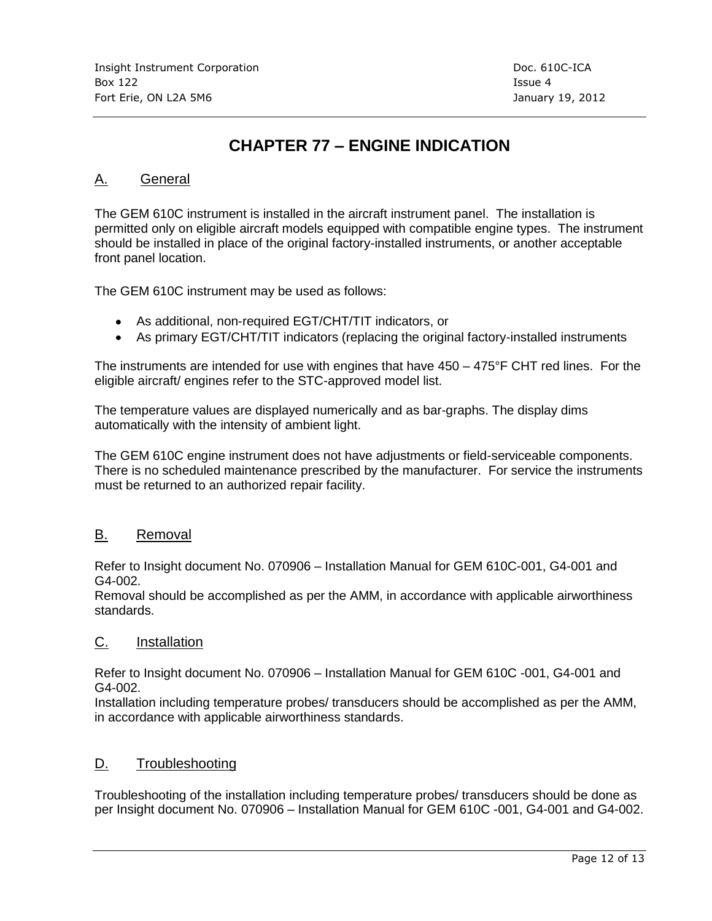# CHAPTER 77 – ENGINE INDICATION

## A. General

The GEM 610C instrument is installed in the aircraft instrument panel. The installation is permitted only on eligible aircraft models equipped with compatible engine types. The instrument should be installed in place of the original factory-installed instruments, or another acceptable front panel location.

The GEM 610C instrument may be used as follows:

- As additional, non-required EGT/CHT/TIT indicators, or
- As primary EGT/CHT/TIT indicators (replacing the original factory-installed instruments

The instruments are intended for use with engines that have 450 – 475°F CHT red lines. For the eligible aircraft/ engines refer to the STC-approved model list.

The temperature values are displayed numerically and as bar-graphs. The display dims automatically with the intensity of ambient light.

The GEM 610C engine instrument does not have adjustments or field-serviceable components. There is no scheduled maintenance prescribed by the manufacturer. For service the instruments must be returned to an authorized repair facility.

## B. Removal

Refer to Insight document No. 070906 – Installation Manual for GEM 610C-001, G4-001 and G4-002.
Removal should be accomplished as per the AMM, in accordance with applicable airworthiness standards.

## C. Installation

Refer to Insight document No. 070906 – Installation Manual for GEM 610C -001, G4-001 and G4-002.
Installation including temperature probes/ transducers should be accomplished as per the AMM, in accordance with applicable airworthiness standards.

## D. Troubleshooting

Troubleshooting of the installation including temperature probes/ transducers should be done as per Insight document No. 070906 – Installation Manual for GEM 610C -001, G4-001 and G4-002.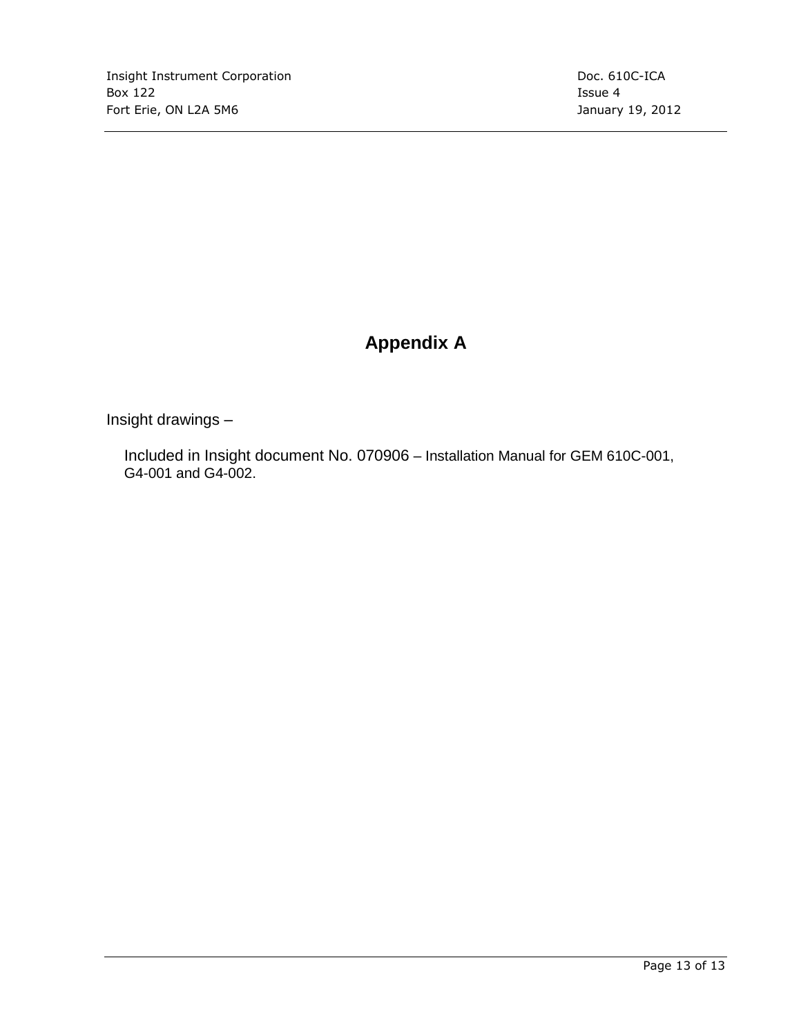# Appendix A

Insight drawings –

Included in Insight document No. 070906 – Installation Manual for GEM 610C-001, G4-001 and G4-002.